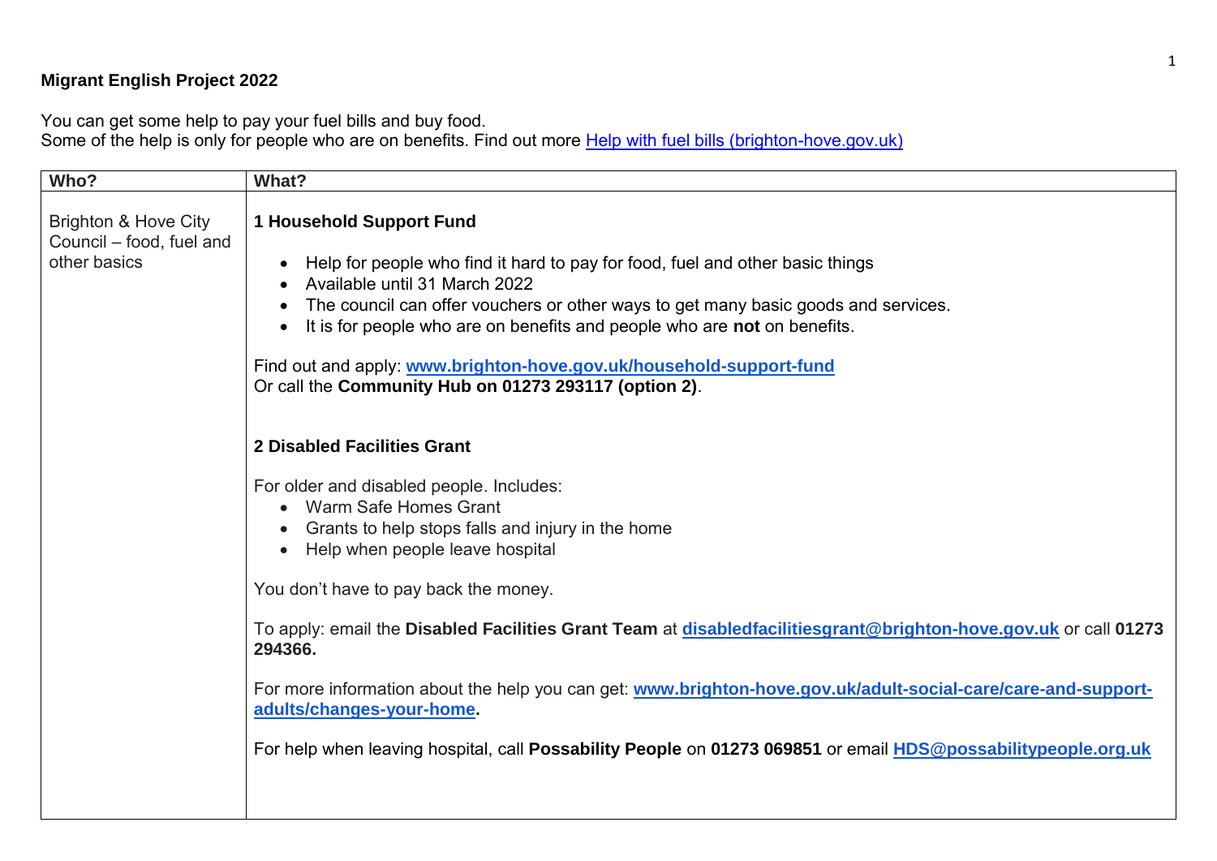**Migrant English Project 2022**

You can get some help to pay your fuel bills and buy food.
Some of the help is only for people who are on benefits. Find out more [Help with fuel bills (brighton-hove.gov.uk)]

| Who? | What? |
| --- | --- |
| Brighton & Hove City Council – food, fuel and other basics | **1 Household Support Fund**<br><br>• Help for people who find it hard to pay for food, fuel and other basic things<br>• Available until 31 March 2022<br>• The council can offer vouchers or other ways to get many basic goods and services.<br>• It is for people who are on benefits and people who are **not** on benefits.<br><br>Find out and apply: **www.brighton-hove.gov.uk/household-support-fund**<br>Or call the **Community Hub on 01273 293117 (option 2)**.<br><br>**2 Disabled Facilities Grant**<br><br>For older and disabled people. Includes:<br>• Warm Safe Homes Grant<br>• Grants to help stops falls and injury in the home<br>• Help when people leave hospital<br><br>You don't have to pay back the money.<br><br>To apply: email the **Disabled Facilities Grant Team** at **disabledfacilitiesgrant@brighton-hove.gov.uk** or call **01273 294366.**<br><br>For more information about the help you can get: **www.brighton-hove.gov.uk/adult-social-care/care-and-support-adults/changes-your-home.**<br><br>For help when leaving hospital, call **Possability People** on **01273 069851** or email **HDS@possabilitypeople.org.uk** |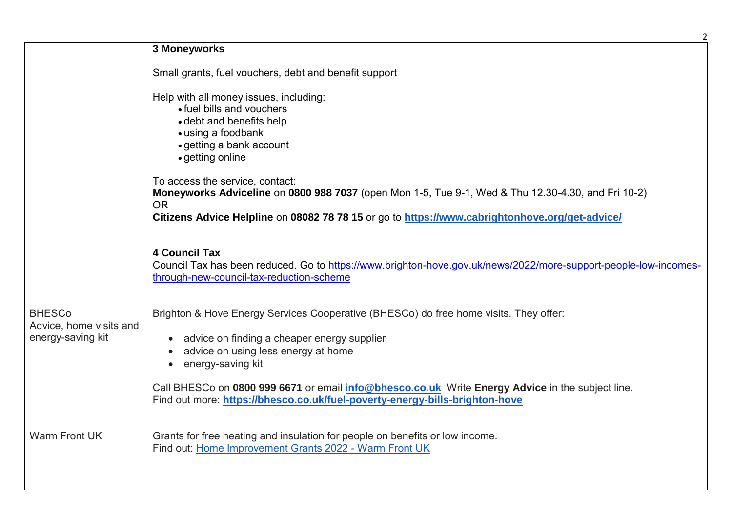| | |
|---|---|
| | **3 Moneyworks**<br><br>Small grants, fuel vouchers, debt and benefit support<br><br>Help with all money issues, including:<br>• fuel bills and vouchers<br>• debt and benefits help<br>• using a foodbank<br>• getting a bank account<br>• getting online<br><br>To access the service, contact:<br>**Moneyworks Adviceline** on **0800 988 7037** (open Mon 1-5, Tue 9-1, Wed & Thu 12.30-4.30, and Fri 10-2)<br>OR<br>**Citizens Advice Helpline** on **08082 78 78 15** or go to **https://www.cabrightonhove.org/get-advice/**<br><br>**4 Council Tax**<br>Council Tax has been reduced. Go to https://www.brighton-hove.gov.uk/news/2022/more-support-people-low-incomes-through-new-council-tax-reduction-scheme |
| BHESCo<br>Advice, home visits and energy-saving kit | Brighton & Hove Energy Services Cooperative (BHESCo) do free home visits. They offer:<br><br>• advice on finding a cheaper energy supplier<br>• advice on using less energy at home<br>• energy-saving kit<br><br>Call BHESCo on **0800 999 6671** or email **info@bhesco.co.uk** Write **Energy Advice** in the subject line.<br>Find out more: **https://bhesco.co.uk/fuel-poverty-energy-bills-brighton-hove** |
| Warm Front UK | Grants for free heating and insulation for people on benefits or low income.<br>Find out: Home Improvement Grants 2022 - Warm Front UK |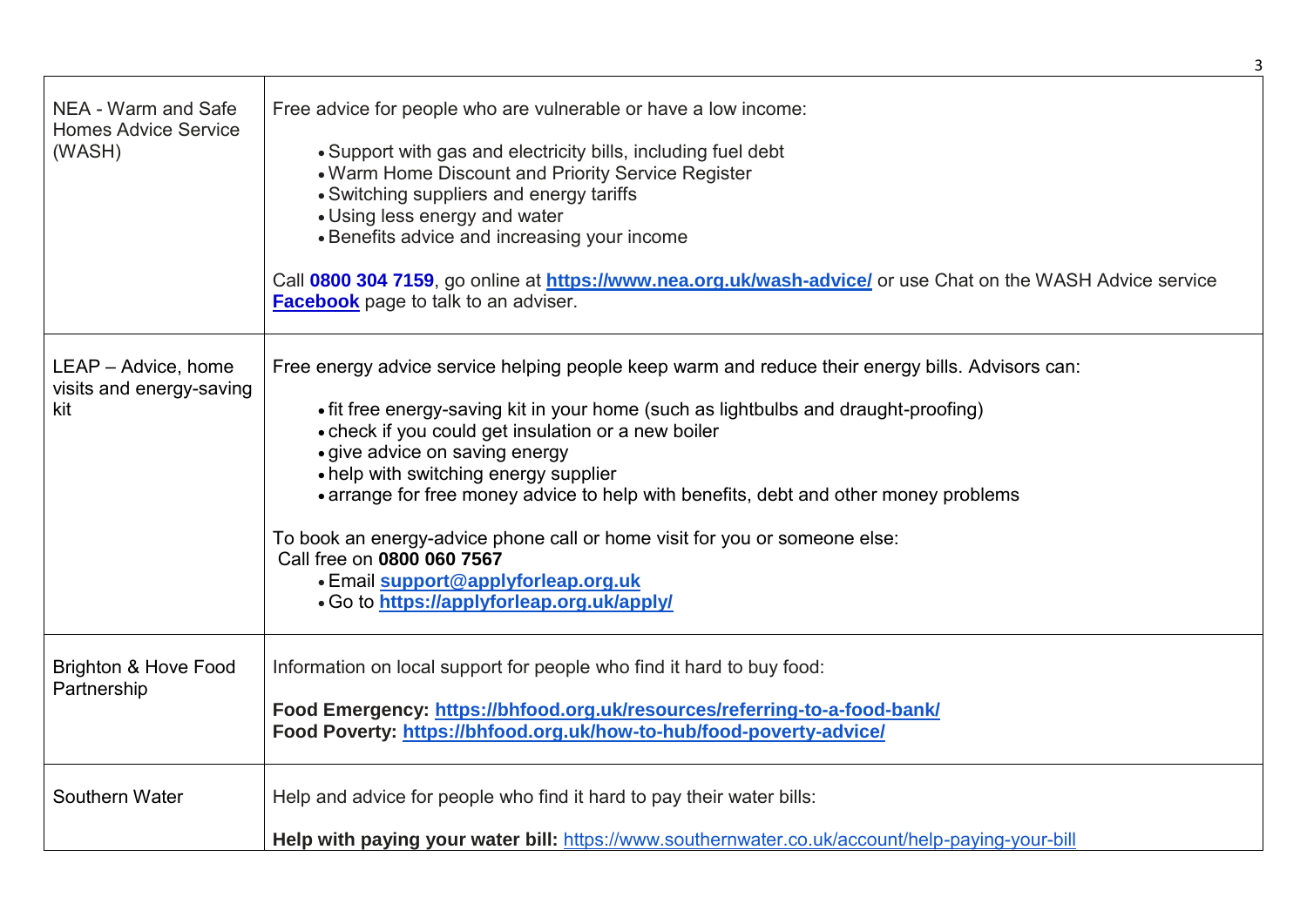| | |
|---|---|
| NEA - Warm and Safe Homes Advice Service (WASH) | Free advice for people who are vulnerable or have a low income:<br><br>• Support with gas and electricity bills, including fuel debt<br>• Warm Home Discount and Priority Service Register<br>• Switching suppliers and energy tariffs<br>• Using less energy and water<br>• Benefits advice and increasing your income<br><br>Call **0800 304 7159**, go online at **https://www.nea.org.uk/wash-advice/** or use Chat on the WASH Advice service **Facebook** page to talk to an adviser. |
| LEAP – Advice, home visits and energy-saving kit | Free energy advice service helping people keep warm and reduce their energy bills. Advisors can:<br><br>• fit free energy-saving kit in your home (such as lightbulbs and draught-proofing)<br>• check if you could get insulation or a new boiler<br>• give advice on saving energy<br>• help with switching energy supplier<br>• arrange for free money advice to help with benefits, debt and other money problems<br><br>To book an energy-advice phone call or home visit for you or someone else:<br>Call free on **0800 060 7567**<br>• Email **support@applyforleap.org.uk**<br>• Go to **https://applyforleap.org.uk/apply/** |
| Brighton & Hove Food Partnership | Information on local support for people who find it hard to buy food:<br><br>**Food Emergency: https://bhfood.org.uk/resources/referring-to-a-food-bank/**<br>**Food Poverty: https://bhfood.org.uk/how-to-hub/food-poverty-advice/** |
| Southern Water | Help and advice for people who find it hard to pay their water bills:<br><br>**Help with paying your water bill:** https://www.southernwater.co.uk/account/help-paying-your-bill |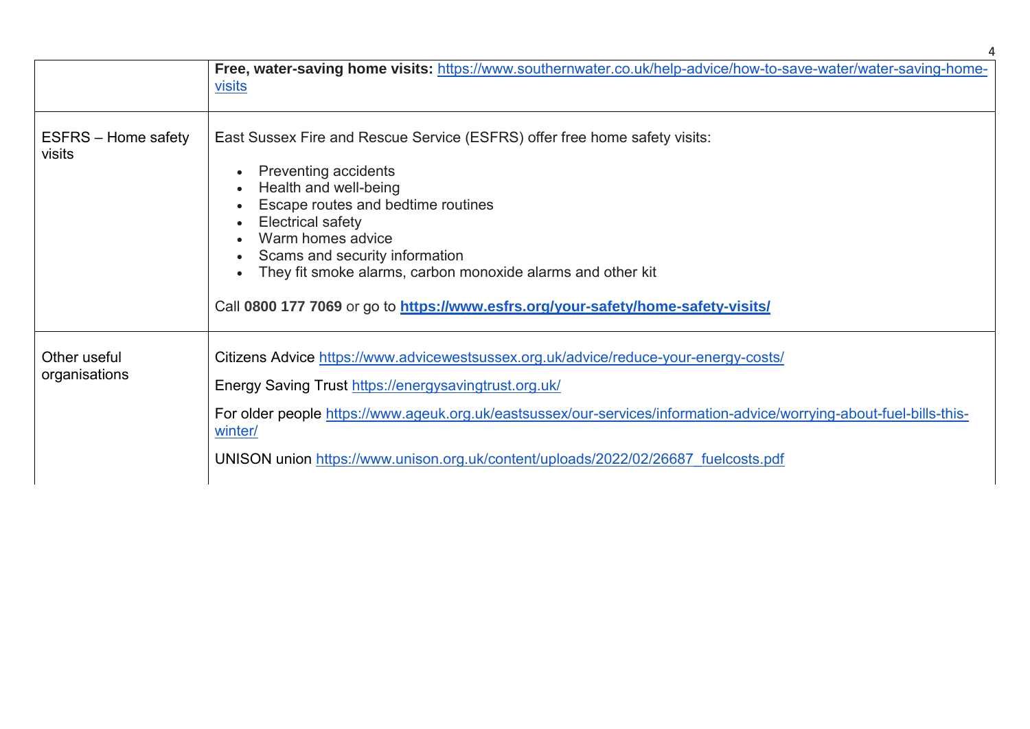| | |
|---|---|
| | **Free, water-saving home visits:** https://www.southernwater.co.uk/help-advice/how-to-save-water/water-saving-home-visits |
| ESFRS – Home safety visits | East Sussex Fire and Rescue Service (ESFRS) offer free home safety visits:<br><br>• Preventing accidents<br>• Health and well-being<br>• Escape routes and bedtime routines<br>• Electrical safety<br>• Warm homes advice<br>• Scams and security information<br>• They fit smoke alarms, carbon monoxide alarms and other kit<br><br>Call **0800 177 7069** or go to **https://www.esfrs.org/your-safety/home-safety-visits/** |
| Other useful organisations | Citizens Advice https://www.advicewestsussex.org.uk/advice/reduce-your-energy-costs/<br><br>Energy Saving Trust https://energysavingtrust.org.uk/<br><br>For older people https://www.ageuk.org.uk/eastsussex/our-services/information-advice/worrying-about-fuel-bills-this-winter/<br><br>UNISON union https://www.unison.org.uk/content/uploads/2022/02/26687_fuelcosts.pdf |